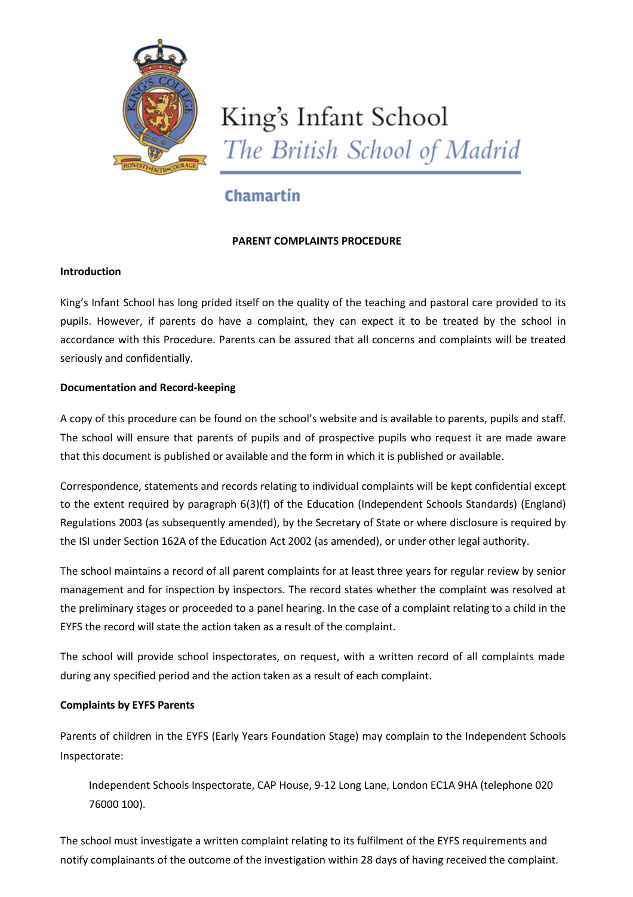King's Infant School

*The British School of Madrid*

**Chamartín**

# PARENT COMPLAINTS PROCEDURE

## Introduction

King's Infant School has long prided itself on the quality of the teaching and pastoral care provided to its pupils. However, if parents do have a complaint, they can expect it to be treated by the school in accordance with this Procedure. Parents can be assured that all concerns and complaints will be treated seriously and confidentially.

## Documentation and Record-keeping

A copy of this procedure can be found on the school's website and is available to parents, pupils and staff. The school will ensure that parents of pupils and of prospective pupils who request it are made aware that this document is published or available and the form in which it is published or available.

Correspondence, statements and records relating to individual complaints will be kept confidential except to the extent required by paragraph 6(3)(f) of the Education (Independent Schools Standards) (England) Regulations 2003 (as subsequently amended), by the Secretary of State or where disclosure is required by the ISI under Section 162A of the Education Act 2002 (as amended), or under other legal authority.

The school maintains a record of all parent complaints for at least three years for regular review by senior management and for inspection by inspectors. The record states whether the complaint was resolved at the preliminary stages or proceeded to a panel hearing. In the case of a complaint relating to a child in the EYFS the record will state the action taken as a result of the complaint.

The school will provide school inspectorates, on request, with a written record of all complaints made during any specified period and the action taken as a result of each complaint.

## Complaints by EYFS Parents

Parents of children in the EYFS (Early Years Foundation Stage) may complain to the Independent Schools Inspectorate:

> Independent Schools Inspectorate, CAP House, 9-12 Long Lane, London EC1A 9HA (telephone 020 76000 100).

The school must investigate a written complaint relating to its fulfilment of the EYFS requirements and notify complainants of the outcome of the investigation within 28 days of having received the complaint.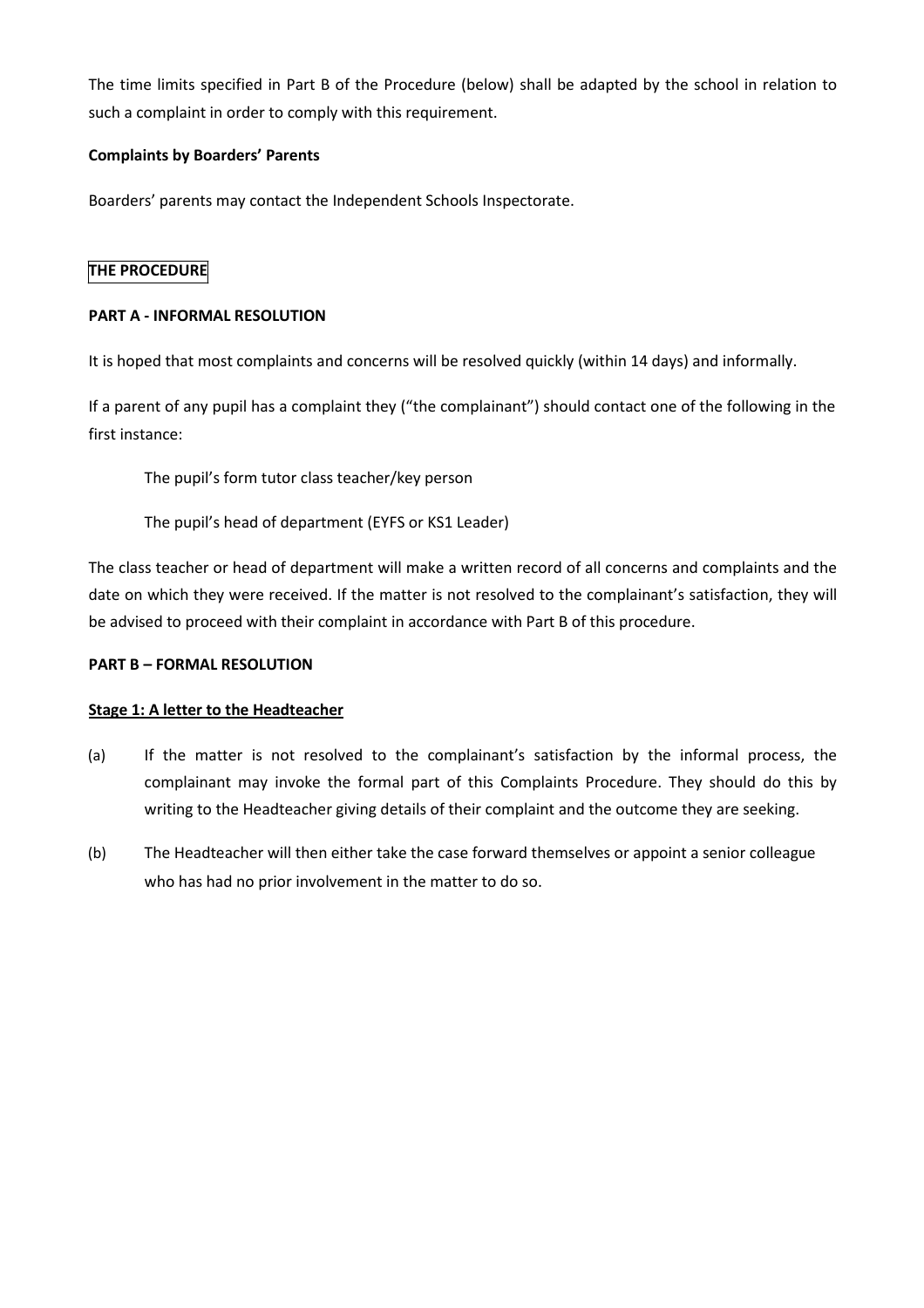The time limits specified in Part B of the Procedure (below) shall be adapted by the school in relation to such a complaint in order to comply with this requirement.

**Complaints by Boarders' Parents**

Boarders' parents may contact the Independent Schools Inspectorate.

## THE PROCEDURE

### PART A - INFORMAL RESOLUTION

It is hoped that most complaints and concerns will be resolved quickly (within 14 days) and informally.

If a parent of any pupil has a complaint they ("the complainant") should contact one of the following in the first instance:

The pupil's form tutor class teacher/key person

The pupil's head of department (EYFS or KS1 Leader)

The class teacher or head of department will make a written record of all concerns and complaints and the date on which they were received. If the matter is not resolved to the complainant's satisfaction, they will be advised to proceed with their complaint in accordance with Part B of this procedure.

### PART B – FORMAL RESOLUTION

#### Stage 1: A letter to the Headteacher

(a) If the matter is not resolved to the complainant's satisfaction by the informal process, the complainant may invoke the formal part of this Complaints Procedure. They should do this by writing to the Headteacher giving details of their complaint and the outcome they are seeking.

(b) The Headteacher will then either take the case forward themselves or appoint a senior colleague who has had no prior involvement in the matter to do so.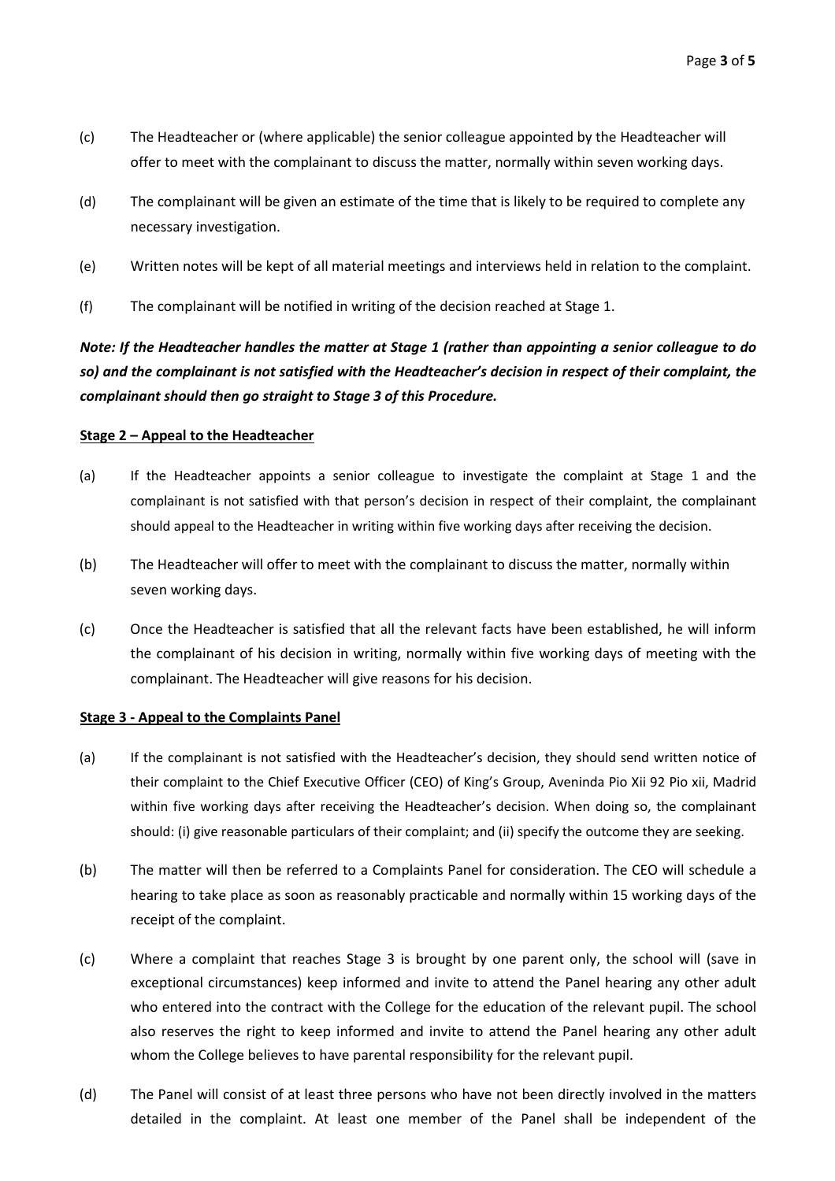(c) The Headteacher or (where applicable) the senior colleague appointed by the Headteacher will offer to meet with the complainant to discuss the matter, normally within seven working days.

(d) The complainant will be given an estimate of the time that is likely to be required to complete any necessary investigation.

(e) Written notes will be kept of all material meetings and interviews held in relation to the complaint.

(f) The complainant will be notified in writing of the decision reached at Stage 1.

***Note: If the Headteacher handles the matter at Stage 1 (rather than appointing a senior colleague to do so) and the complainant is not satisfied with the Headteacher's decision in respect of their complaint, the complainant should then go straight to Stage 3 of this Procedure.***

**Stage 2 – Appeal to the Headteacher**

(a) If the Headteacher appoints a senior colleague to investigate the complaint at Stage 1 and the complainant is not satisfied with that person's decision in respect of their complaint, the complainant should appeal to the Headteacher in writing within five working days after receiving the decision.

(b) The Headteacher will offer to meet with the complainant to discuss the matter, normally within seven working days.

(c) Once the Headteacher is satisfied that all the relevant facts have been established, he will inform the complainant of his decision in writing, normally within five working days of meeting with the complainant. The Headteacher will give reasons for his decision.

**Stage 3 - Appeal to the Complaints Panel**

(a) If the complainant is not satisfied with the Headteacher's decision, they should send written notice of their complaint to the Chief Executive Officer (CEO) of King's Group, Aveninda Pio Xii 92 Pio xii, Madrid within five working days after receiving the Headteacher's decision. When doing so, the complainant should: (i) give reasonable particulars of their complaint; and (ii) specify the outcome they are seeking.

(b) The matter will then be referred to a Complaints Panel for consideration. The CEO will schedule a hearing to take place as soon as reasonably practicable and normally within 15 working days of the receipt of the complaint.

(c) Where a complaint that reaches Stage 3 is brought by one parent only, the school will (save in exceptional circumstances) keep informed and invite to attend the Panel hearing any other adult who entered into the contract with the College for the education of the relevant pupil. The school also reserves the right to keep informed and invite to attend the Panel hearing any other adult whom the College believes to have parental responsibility for the relevant pupil.

(d) The Panel will consist of at least three persons who have not been directly involved in the matters detailed in the complaint. At least one member of the Panel shall be independent of the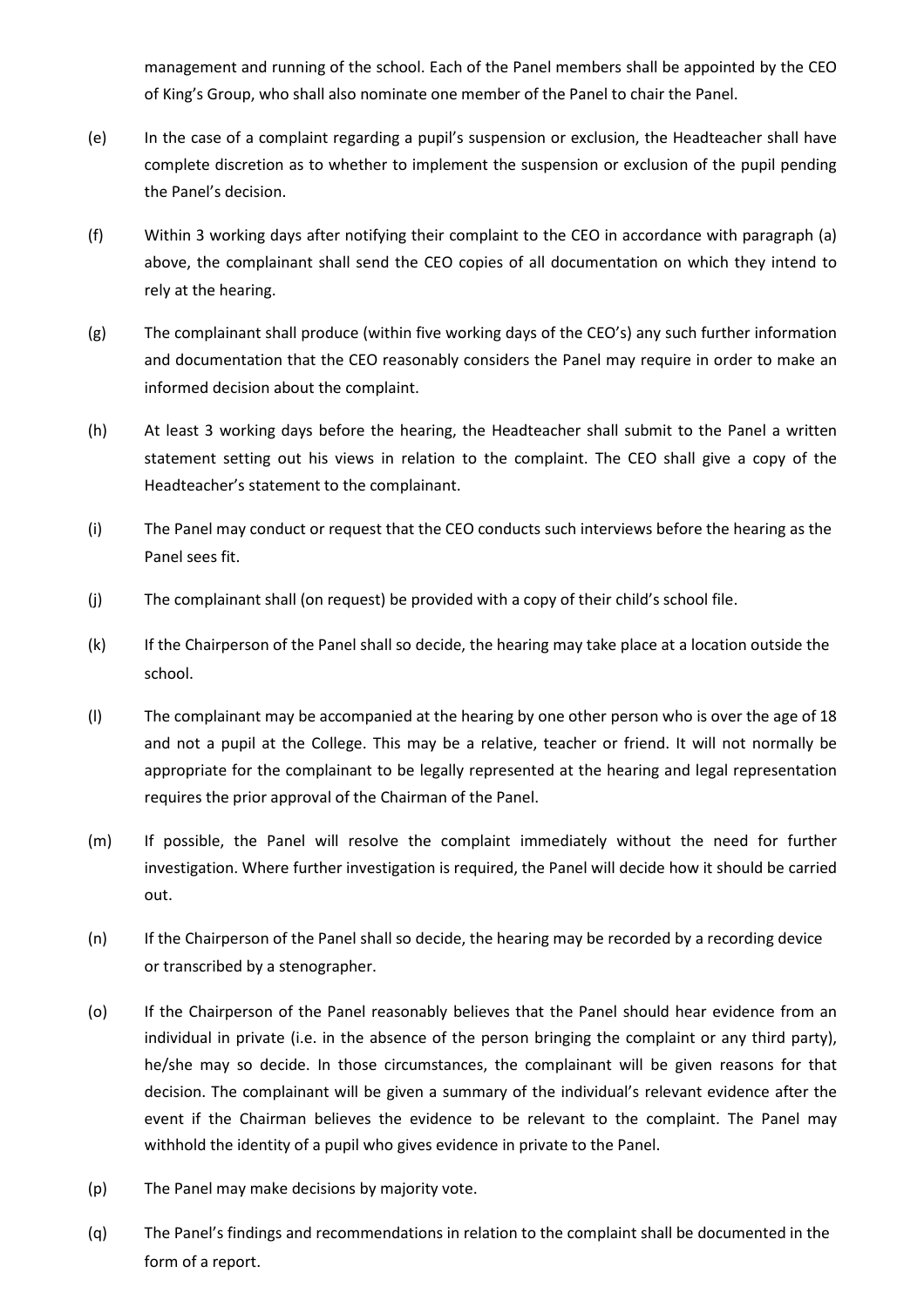management and running of the school. Each of the Panel members shall be appointed by the CEO of King's Group, who shall also nominate one member of the Panel to chair the Panel.

(e) In the case of a complaint regarding a pupil's suspension or exclusion, the Headteacher shall have complete discretion as to whether to implement the suspension or exclusion of the pupil pending the Panel's decision.

(f) Within 3 working days after notifying their complaint to the CEO in accordance with paragraph (a) above, the complainant shall send the CEO copies of all documentation on which they intend to rely at the hearing.

(g) The complainant shall produce (within five working days of the CEO's) any such further information and documentation that the CEO reasonably considers the Panel may require in order to make an informed decision about the complaint.

(h) At least 3 working days before the hearing, the Headteacher shall submit to the Panel a written statement setting out his views in relation to the complaint. The CEO shall give a copy of the Headteacher's statement to the complainant.

(i) The Panel may conduct or request that the CEO conducts such interviews before the hearing as the Panel sees fit.

(j) The complainant shall (on request) be provided with a copy of their child's school file.

(k) If the Chairperson of the Panel shall so decide, the hearing may take place at a location outside the school.

(l) The complainant may be accompanied at the hearing by one other person who is over the age of 18 and not a pupil at the College. This may be a relative, teacher or friend. It will not normally be appropriate for the complainant to be legally represented at the hearing and legal representation requires the prior approval of the Chairman of the Panel.

(m) If possible, the Panel will resolve the complaint immediately without the need for further investigation. Where further investigation is required, the Panel will decide how it should be carried out.

(n) If the Chairperson of the Panel shall so decide, the hearing may be recorded by a recording device or transcribed by a stenographer.

(o) If the Chairperson of the Panel reasonably believes that the Panel should hear evidence from an individual in private (i.e. in the absence of the person bringing the complaint or any third party), he/she may so decide. In those circumstances, the complainant will be given reasons for that decision. The complainant will be given a summary of the individual's relevant evidence after the event if the Chairman believes the evidence to be relevant to the complaint. The Panel may withhold the identity of a pupil who gives evidence in private to the Panel.

(p) The Panel may make decisions by majority vote.

(q) The Panel's findings and recommendations in relation to the complaint shall be documented in the form of a report.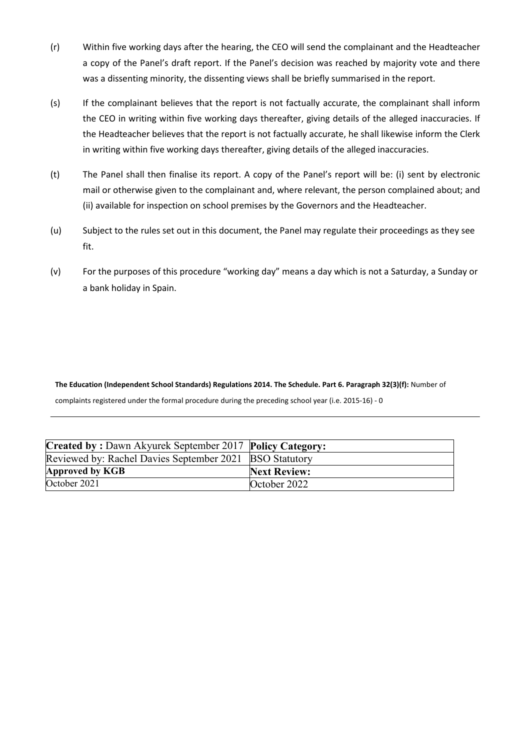(r) Within five working days after the hearing, the CEO will send the complainant and the Headteacher a copy of the Panel's draft report. If the Panel's decision was reached by majority vote and there was a dissenting minority, the dissenting views shall be briefly summarised in the report.

(s) If the complainant believes that the report is not factually accurate, the complainant shall inform the CEO in writing within five working days thereafter, giving details of the alleged inaccuracies. If the Headteacher believes that the report is not factually accurate, he shall likewise inform the Clerk in writing within five working days thereafter, giving details of the alleged inaccuracies.

(t) The Panel shall then finalise its report. A copy of the Panel's report will be: (i) sent by electronic mail or otherwise given to the complainant and, where relevant, the person complained about; and (ii) available for inspection on school premises by the Governors and the Headteacher.

(u) Subject to the rules set out in this document, the Panel may regulate their proceedings as they see fit.

(v) For the purposes of this procedure "working day" means a day which is not a Saturday, a Sunday or a bank holiday in Spain.

**The Education (Independent School Standards) Regulations 2014. The Schedule. Part 6. Paragraph 32(3)(f):** Number of complaints registered under the formal procedure during the preceding school year (i.e. 2015-16) - 0

---

| | |
|---|---|
| **Created by :** Dawn Akyurek September 2017 | **Policy Category:** |
| Reviewed by: Rachel Davies September 2021 | BSO Statutory |
| **Approved by KGB** | **Next Review:** |
| October 2021 | October 2022 |